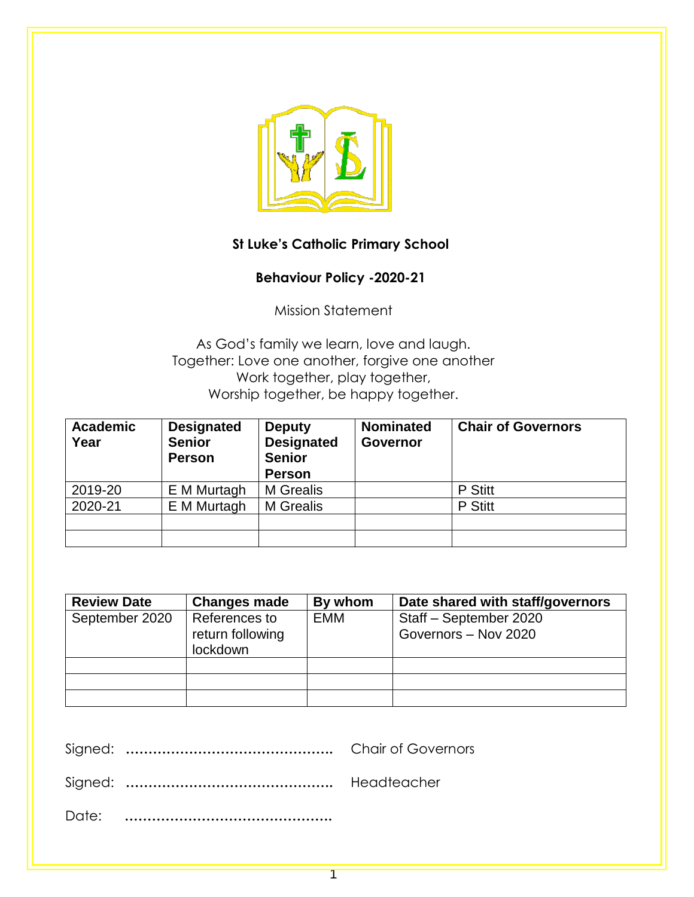**St Luke's Catholic Primary School**

**Behaviour Policy -2020-21**

Mission Statement

As God's family we learn, love and laugh.
Together: Love one another, forgive one another
Work together, play together,
Worship together, be happy together.

| Academic Year | Designated Senior Person | Deputy Designated Senior Person | Nominated Governor | Chair of Governors |
|---|---|---|---|---|
| 2019-20 | E M Murtagh | M Grealis | | P Stitt |
| 2020-21 | E M Murtagh | M Grealis | | P Stitt |
| | | | | |
| | | | | |

| Review Date | Changes made | By whom | Date shared with staff/governors |
|---|---|---|---|
| September 2020 | References to return following lockdown | EMM | Staff – September 2020<br>Governors – Nov 2020 |
| | | | |
| | | | |
| | | | |

Signed: ………………………………………. Chair of Governors

Signed: ………………………………………. Headteacher

Date: ……………………………………….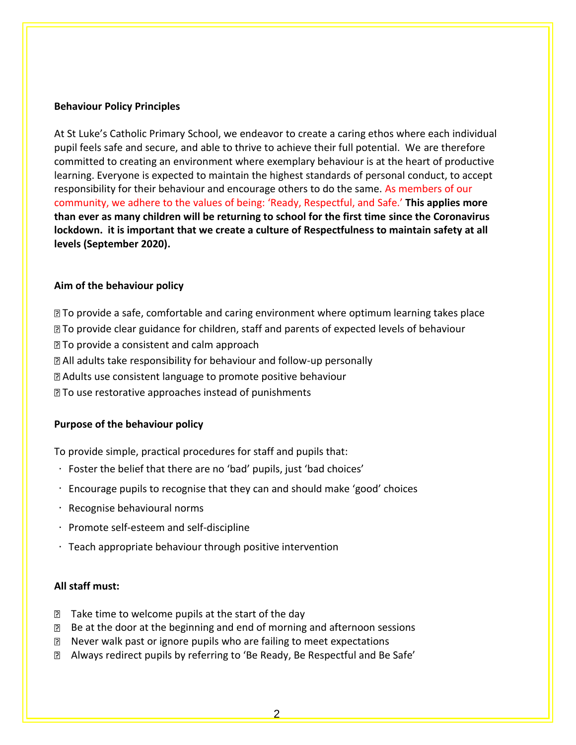**Behaviour Policy Principles**

At St Luke's Catholic Primary School, we endeavor to create a caring ethos where each individual pupil feels safe and secure, and able to thrive to achieve their full potential. We are therefore committed to creating an environment where exemplary behaviour is at the heart of productive learning. Everyone is expected to maintain the highest standards of personal conduct, to accept responsibility for their behaviour and encourage others to do the same. As members of our community, we adhere to the values of being: 'Ready, Respectful, and Safe.' **This applies more than ever as many children will be returning to school for the first time since the Coronavirus lockdown. it is important that we create a culture of Respectfulness to maintain safety at all levels (September 2020).**

**Aim of the behaviour policy**

- To provide a safe, comfortable and caring environment where optimum learning takes place
- To provide clear guidance for children, staff and parents of expected levels of behaviour
- To provide a consistent and calm approach
- All adults take responsibility for behaviour and follow-up personally
- Adults use consistent language to promote positive behaviour
- To use restorative approaches instead of punishments

**Purpose of the behaviour policy**

To provide simple, practical procedures for staff and pupils that:

- Foster the belief that there are no 'bad' pupils, just 'bad choices'
- Encourage pupils to recognise that they can and should make 'good' choices
- Recognise behavioural norms
- Promote self-esteem and self-discipline
- Teach appropriate behaviour through positive intervention

**All staff must:**

- Take time to welcome pupils at the start of the day
- Be at the door at the beginning and end of morning and afternoon sessions
- Never walk past or ignore pupils who are failing to meet expectations
- Always redirect pupils by referring to 'Be Ready, Be Respectful and Be Safe'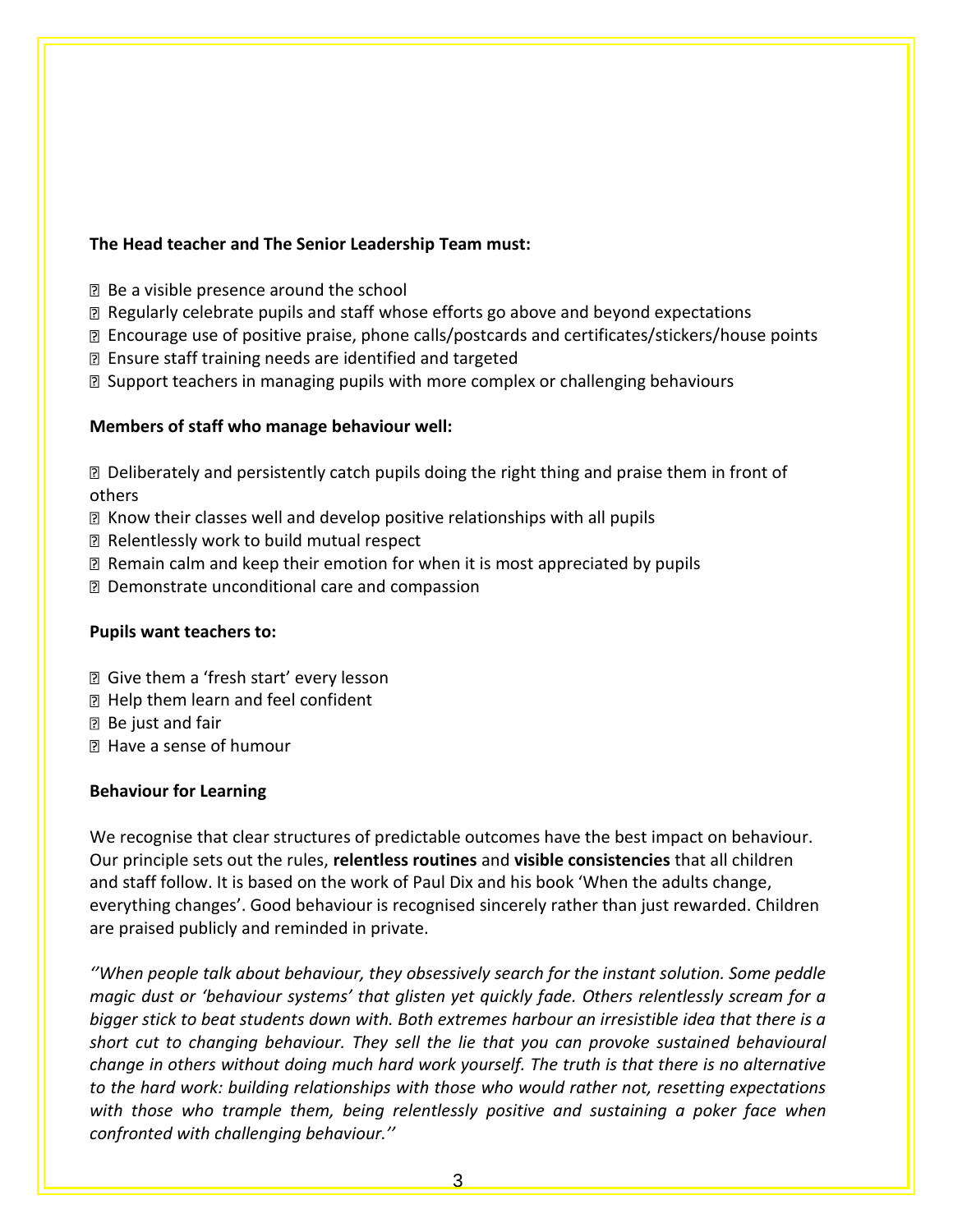**The Head teacher and The Senior Leadership Team must:**

- Be a visible presence around the school
- Regularly celebrate pupils and staff whose efforts go above and beyond expectations
- Encourage use of positive praise, phone calls/postcards and certificates/stickers/house points
- Ensure staff training needs are identified and targeted
- Support teachers in managing pupils with more complex or challenging behaviours

**Members of staff who manage behaviour well:**

- Deliberately and persistently catch pupils doing the right thing and praise them in front of others
- Know their classes well and develop positive relationships with all pupils
- Relentlessly work to build mutual respect
- Remain calm and keep their emotion for when it is most appreciated by pupils
- Demonstrate unconditional care and compassion

**Pupils want teachers to:**

- Give them a 'fresh start' every lesson
- Help them learn and feel confident
- Be just and fair
- Have a sense of humour

**Behaviour for Learning**

We recognise that clear structures of predictable outcomes have the best impact on behaviour. Our principle sets out the rules, **relentless routines** and **visible consistencies** that all children and staff follow. It is based on the work of Paul Dix and his book 'When the adults change, everything changes'. Good behaviour is recognised sincerely rather than just rewarded. Children are praised publicly and reminded in private.

*''When people talk about behaviour, they obsessively search for the instant solution. Some peddle magic dust or 'behaviour systems' that glisten yet quickly fade. Others relentlessly scream for a bigger stick to beat students down with. Both extremes harbour an irresistible idea that there is a short cut to changing behaviour. They sell the lie that you can provoke sustained behavioural change in others without doing much hard work yourself. The truth is that there is no alternative to the hard work: building relationships with those who would rather not, resetting expectations with those who trample them, being relentlessly positive and sustaining a poker face when confronted with challenging behaviour.''*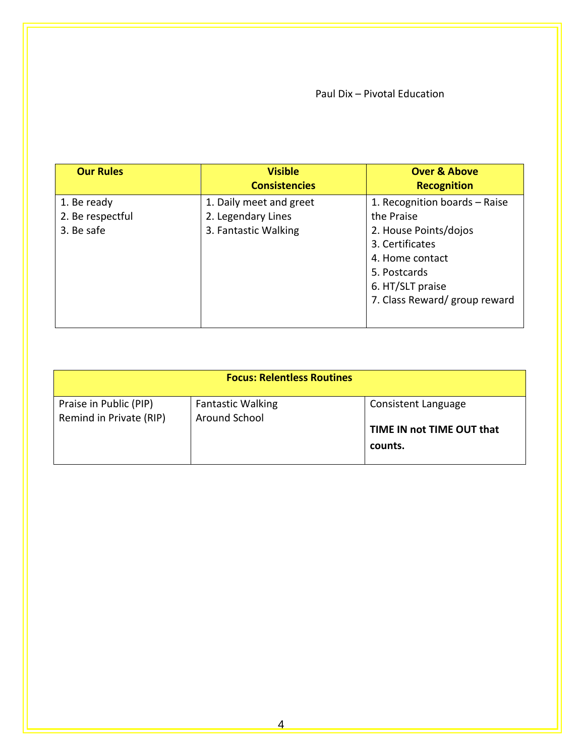Paul Dix – Pivotal Education

| Our Rules | Visible Consistencies | Over & Above Recognition |
| --- | --- | --- |
| 1. Be ready<br>2. Be respectful<br>3. Be safe | 1. Daily meet and greet<br>2. Legendary Lines<br>3. Fantastic Walking | 1. Recognition boards – Raise the Praise<br>2. House Points/dojos<br>3. Certificates<br>4. Home contact<br>5. Postcards<br>6. HT/SLT praise<br>7. Class Reward/ group reward |

| Focus: Relentless Routines | | |
| --- | --- | --- |
| Praise in Public (PIP)<br>Remind in Private (RIP) | Fantastic Walking Around School | Consistent Language<br><br>**TIME IN not TIME OUT that counts.** |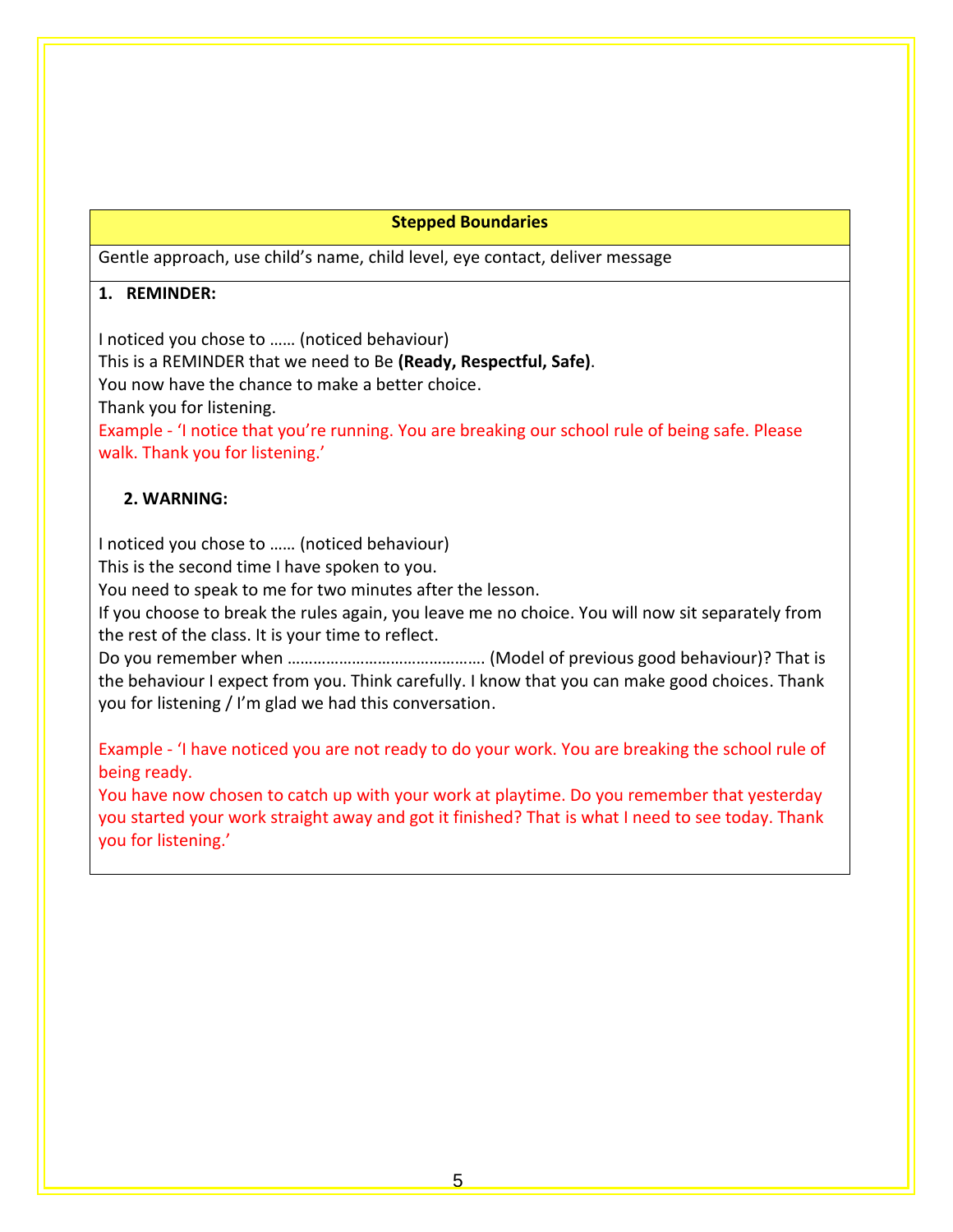## Stepped Boundaries

Gentle approach, use child's name, child level, eye contact, deliver message

**1. REMINDER:**

I noticed you chose to …… (noticed behaviour)
This is a REMINDER that we need to Be **(Ready, Respectful, Safe)**.
You now have the chance to make a better choice.
Thank you for listening.
Example - 'I notice that you're running. You are breaking our school rule of being safe. Please walk. Thank you for listening.'

**2. WARNING:**

I noticed you chose to …… (noticed behaviour)
This is the second time I have spoken to you.
You need to speak to me for two minutes after the lesson.
If you choose to break the rules again, you leave me no choice. You will now sit separately from the rest of the class. It is your time to reflect.
Do you remember when ………………………………………. (Model of previous good behaviour)? That is the behaviour I expect from you. Think carefully. I know that you can make good choices. Thank you for listening / I'm glad we had this conversation.

Example - 'I have noticed you are not ready to do your work. You are breaking the school rule of being ready.
You have now chosen to catch up with your work at playtime. Do you remember that yesterday you started your work straight away and got it finished? That is what I need to see today. Thank you for listening.'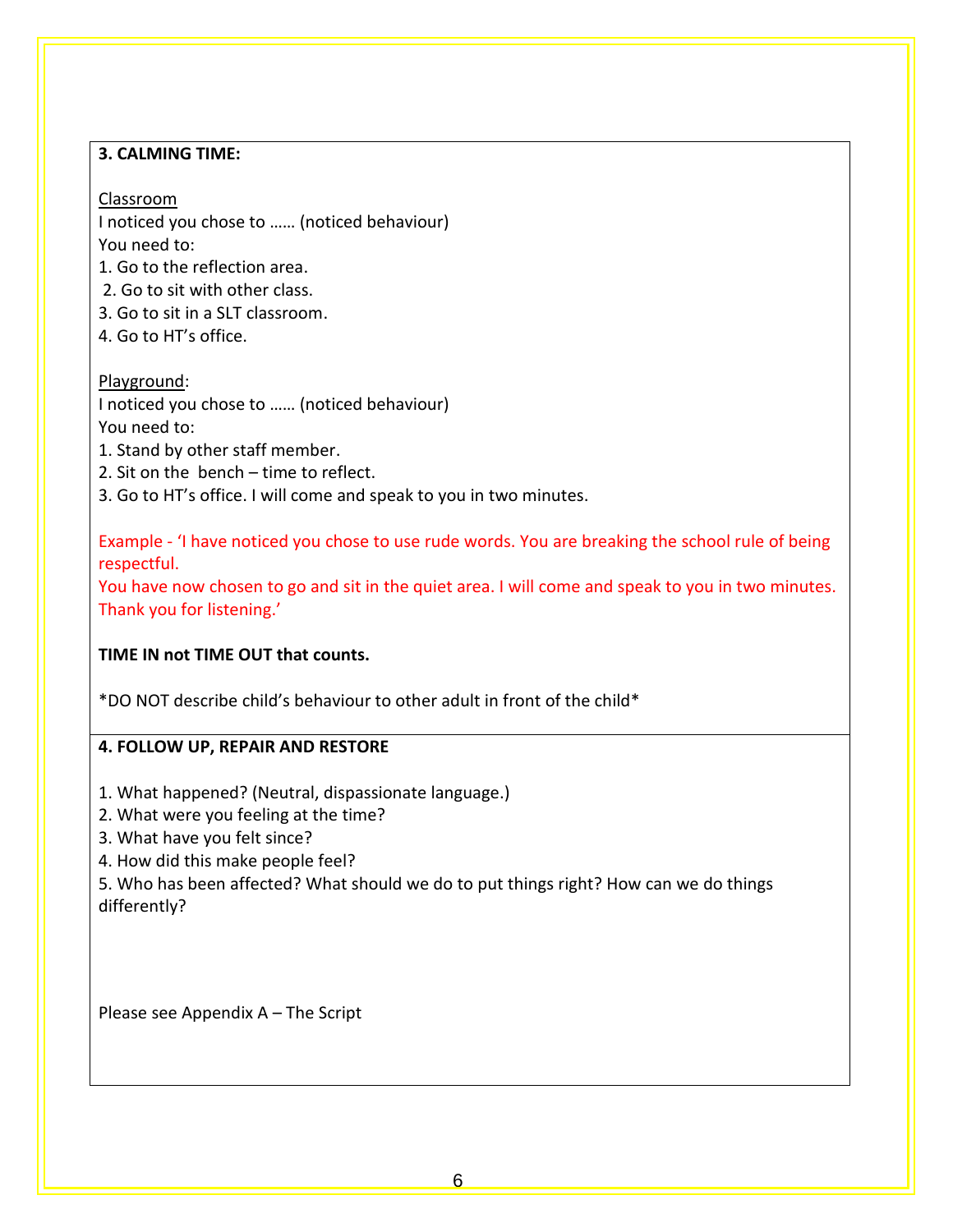**3. CALMING TIME:**

Classroom

I noticed you chose to …… (noticed behaviour)

You need to:

1. Go to the reflection area.
2. Go to sit with other class.
3. Go to sit in a SLT classroom.
4. Go to HT's office.

Playground:

I noticed you chose to …… (noticed behaviour)

You need to:

1. Stand by other staff member.
2. Sit on the bench – time to reflect.
3. Go to HT's office. I will come and speak to you in two minutes.

Example - 'I have noticed you chose to use rude words. You are breaking the school rule of being respectful.

You have now chosen to go and sit in the quiet area. I will come and speak to you in two minutes. Thank you for listening.'

**TIME IN not TIME OUT that counts.**

*DO NOT describe child's behaviour to other adult in front of the child*

**4. FOLLOW UP, REPAIR AND RESTORE**

1. What happened? (Neutral, dispassionate language.)
2. What were you feeling at the time?
3. What have you felt since?
4. How did this make people feel?
5. Who has been affected? What should we do to put things right? How can we do things differently?

Please see Appendix A – The Script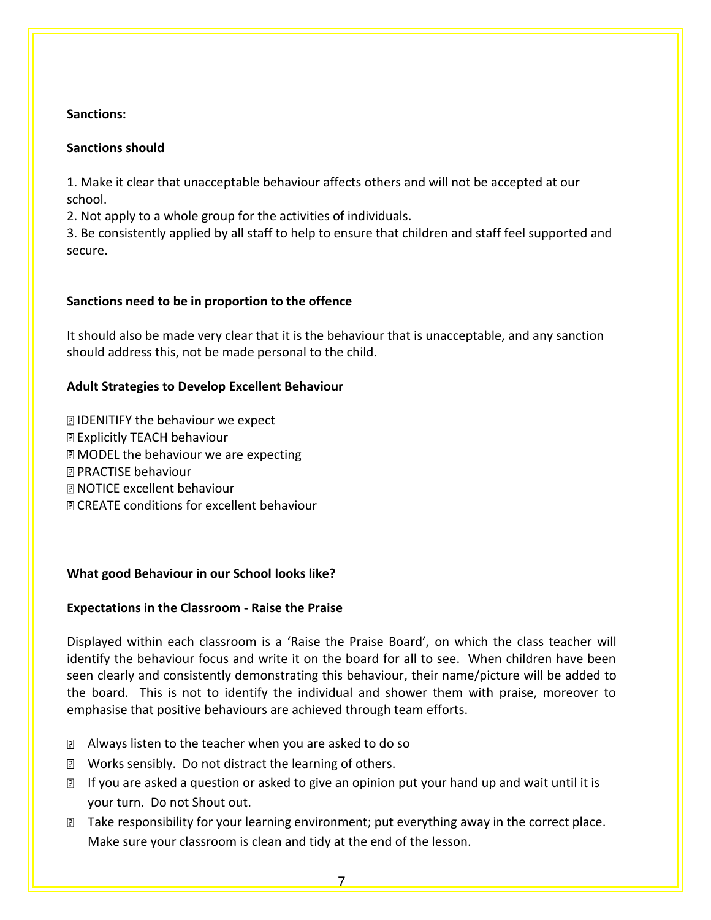**Sanctions:**

**Sanctions should**

1. Make it clear that unacceptable behaviour affects others and will not be accepted at our school.
2. Not apply to a whole group for the activities of individuals.
3. Be consistently applied by all staff to help to ensure that children and staff feel supported and secure.

**Sanctions need to be in proportion to the offence**

It should also be made very clear that it is the behaviour that is unacceptable, and any sanction should address this, not be made personal to the child.

**Adult Strategies to Develop Excellent Behaviour**

- IDENITIFY the behaviour we expect
- Explicitly TEACH behaviour
- MODEL the behaviour we are expecting
- PRACTISE behaviour
- NOTICE excellent behaviour
- CREATE conditions for excellent behaviour

**What good Behaviour in our School looks like?**

**Expectations in the Classroom - Raise the Praise**

Displayed within each classroom is a 'Raise the Praise Board', on which the class teacher will identify the behaviour focus and write it on the board for all to see. When children have been seen clearly and consistently demonstrating this behaviour, their name/picture will be added to the board. This is not to identify the individual and shower them with praise, moreover to emphasise that positive behaviours are achieved through team efforts.

- Always listen to the teacher when you are asked to do so
- Works sensibly. Do not distract the learning of others.
- If you are asked a question or asked to give an opinion put your hand up and wait until it is your turn. Do not Shout out.
- Take responsibility for your learning environment; put everything away in the correct place. Make sure your classroom is clean and tidy at the end of the lesson.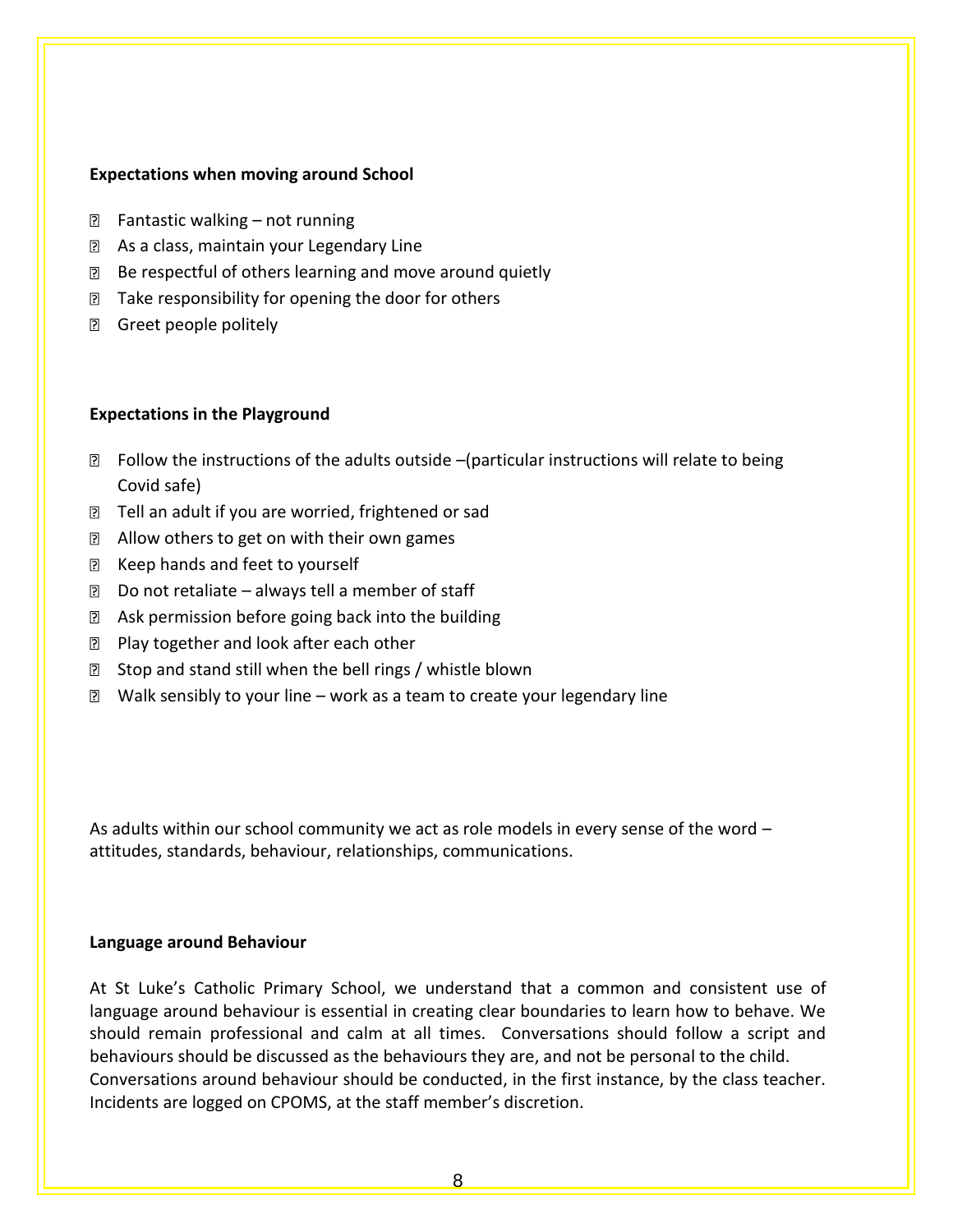**Expectations when moving around School**

- Fantastic walking – not running
- As a class, maintain your Legendary Line
- Be respectful of others learning and move around quietly
- Take responsibility for opening the door for others
- Greet people politely

**Expectations in the Playground**

- Follow the instructions of the adults outside –(particular instructions will relate to being Covid safe)
- Tell an adult if you are worried, frightened or sad
- Allow others to get on with their own games
- Keep hands and feet to yourself
- Do not retaliate – always tell a member of staff
- Ask permission before going back into the building
- Play together and look after each other
- Stop and stand still when the bell rings / whistle blown
- Walk sensibly to your line – work as a team to create your legendary line

As adults within our school community we act as role models in every sense of the word – attitudes, standards, behaviour, relationships, communications.

**Language around Behaviour**

At St Luke's Catholic Primary School, we understand that a common and consistent use of language around behaviour is essential in creating clear boundaries to learn how to behave. We should remain professional and calm at all times. Conversations should follow a script and behaviours should be discussed as the behaviours they are, and not be personal to the child. Conversations around behaviour should be conducted, in the first instance, by the class teacher. Incidents are logged on CPOMS, at the staff member's discretion.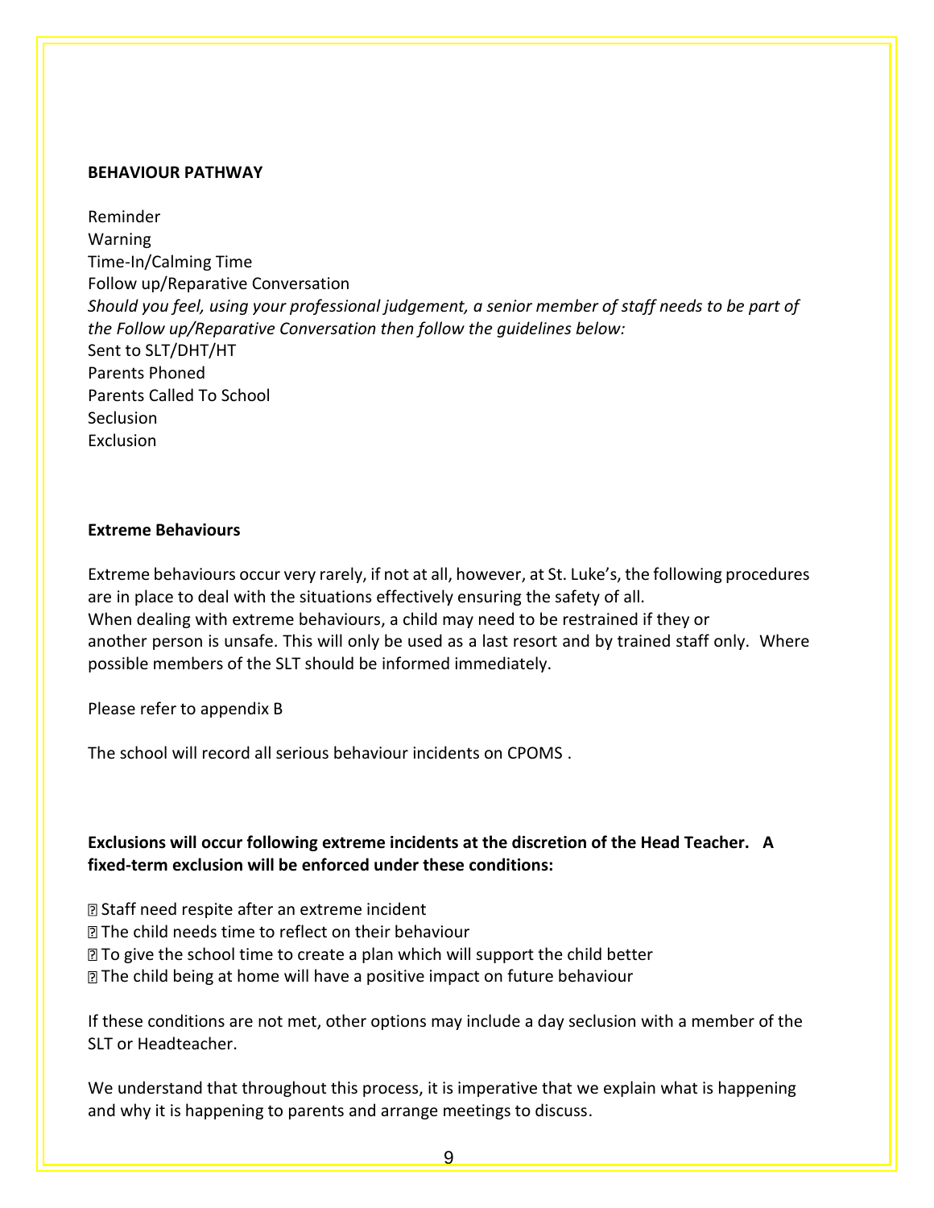**BEHAVIOUR PATHWAY**

Reminder
Warning
Time-In/Calming Time
Follow up/Reparative Conversation
*Should you feel, using your professional judgement, a senior member of staff needs to be part of the Follow up/Reparative Conversation then follow the guidelines below:*
Sent to SLT/DHT/HT
Parents Phoned
Parents Called To School
Seclusion
Exclusion

**Extreme Behaviours**

Extreme behaviours occur very rarely, if not at all, however, at St. Luke's, the following procedures are in place to deal with the situations effectively ensuring the safety of all.
When dealing with extreme behaviours, a child may need to be restrained if they or another person is unsafe. This will only be used as a last resort and by trained staff only. Where possible members of the SLT should be informed immediately.

Please refer to appendix B

The school will record all serious behaviour incidents on CPOMS .

**Exclusions will occur following extreme incidents at the discretion of the Head Teacher. A fixed-term exclusion will be enforced under these conditions:**

- Staff need respite after an extreme incident
- The child needs time to reflect on their behaviour
- To give the school time to create a plan which will support the child better
- The child being at home will have a positive impact on future behaviour

If these conditions are not met, other options may include a day seclusion with a member of the SLT or Headteacher.

We understand that throughout this process, it is imperative that we explain what is happening and why it is happening to parents and arrange meetings to discuss.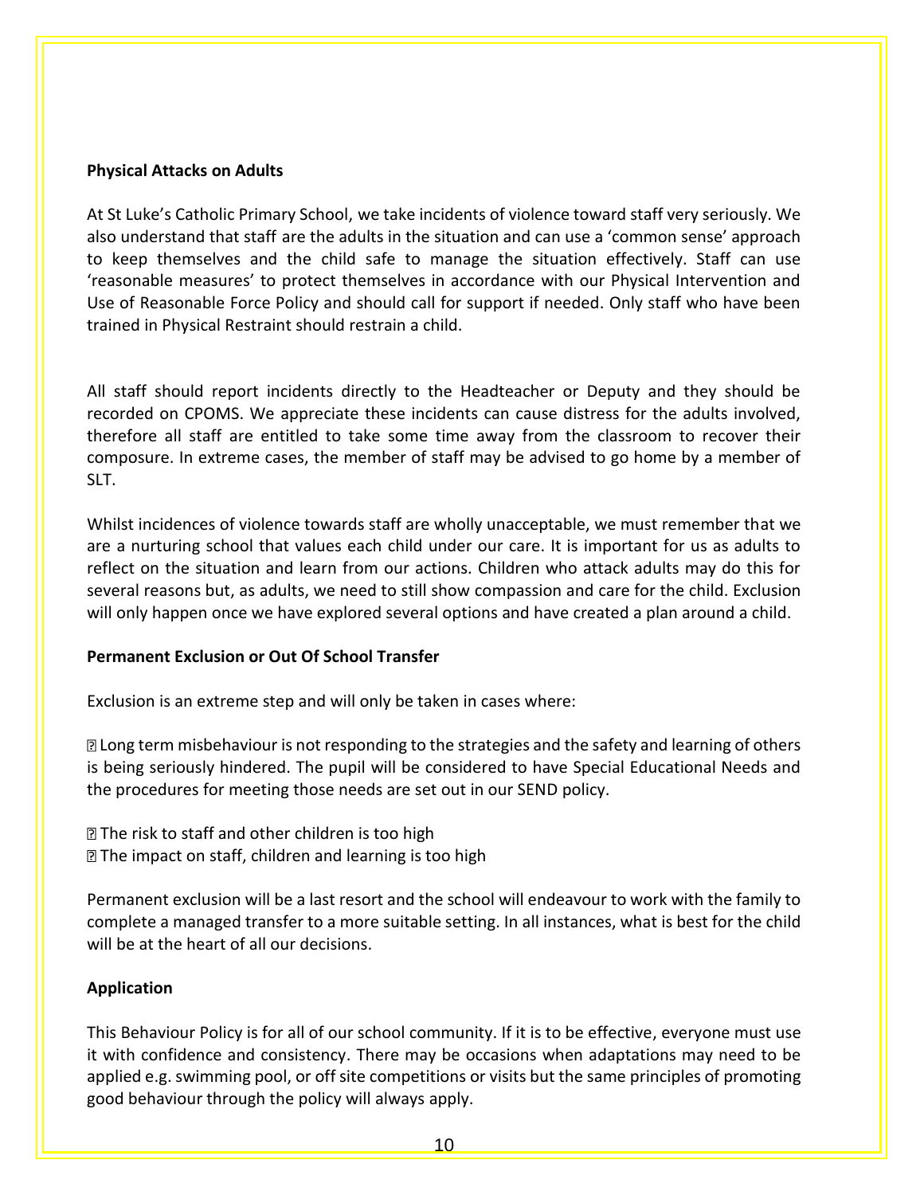**Physical Attacks on Adults**

At St Luke's Catholic Primary School, we take incidents of violence toward staff very seriously. We also understand that staff are the adults in the situation and can use a 'common sense' approach to keep themselves and the child safe to manage the situation effectively. Staff can use 'reasonable measures' to protect themselves in accordance with our Physical Intervention and Use of Reasonable Force Policy and should call for support if needed. Only staff who have been trained in Physical Restraint should restrain a child.

All staff should report incidents directly to the Headteacher or Deputy and they should be recorded on CPOMS. We appreciate these incidents can cause distress for the adults involved, therefore all staff are entitled to take some time away from the classroom to recover their composure. In extreme cases, the member of staff may be advised to go home by a member of SLT.

Whilst incidences of violence towards staff are wholly unacceptable, we must remember that we are a nurturing school that values each child under our care. It is important for us as adults to reflect on the situation and learn from our actions. Children who attack adults may do this for several reasons but, as adults, we need to still show compassion and care for the child. Exclusion will only happen once we have explored several options and have created a plan around a child.

**Permanent Exclusion or Out Of School Transfer**

Exclusion is an extreme step and will only be taken in cases where:

- Long term misbehaviour is not responding to the strategies and the safety and learning of others is being seriously hindered. The pupil will be considered to have Special Educational Needs and the procedures for meeting those needs are set out in our SEND policy.
- The risk to staff and other children is too high
- The impact on staff, children and learning is too high

Permanent exclusion will be a last resort and the school will endeavour to work with the family to complete a managed transfer to a more suitable setting. In all instances, what is best for the child will be at the heart of all our decisions.

**Application**

This Behaviour Policy is for all of our school community. If it is to be effective, everyone must use it with confidence and consistency. There may be occasions when adaptations may need to be applied e.g. swimming pool, or off site competitions or visits but the same principles of promoting good behaviour through the policy will always apply.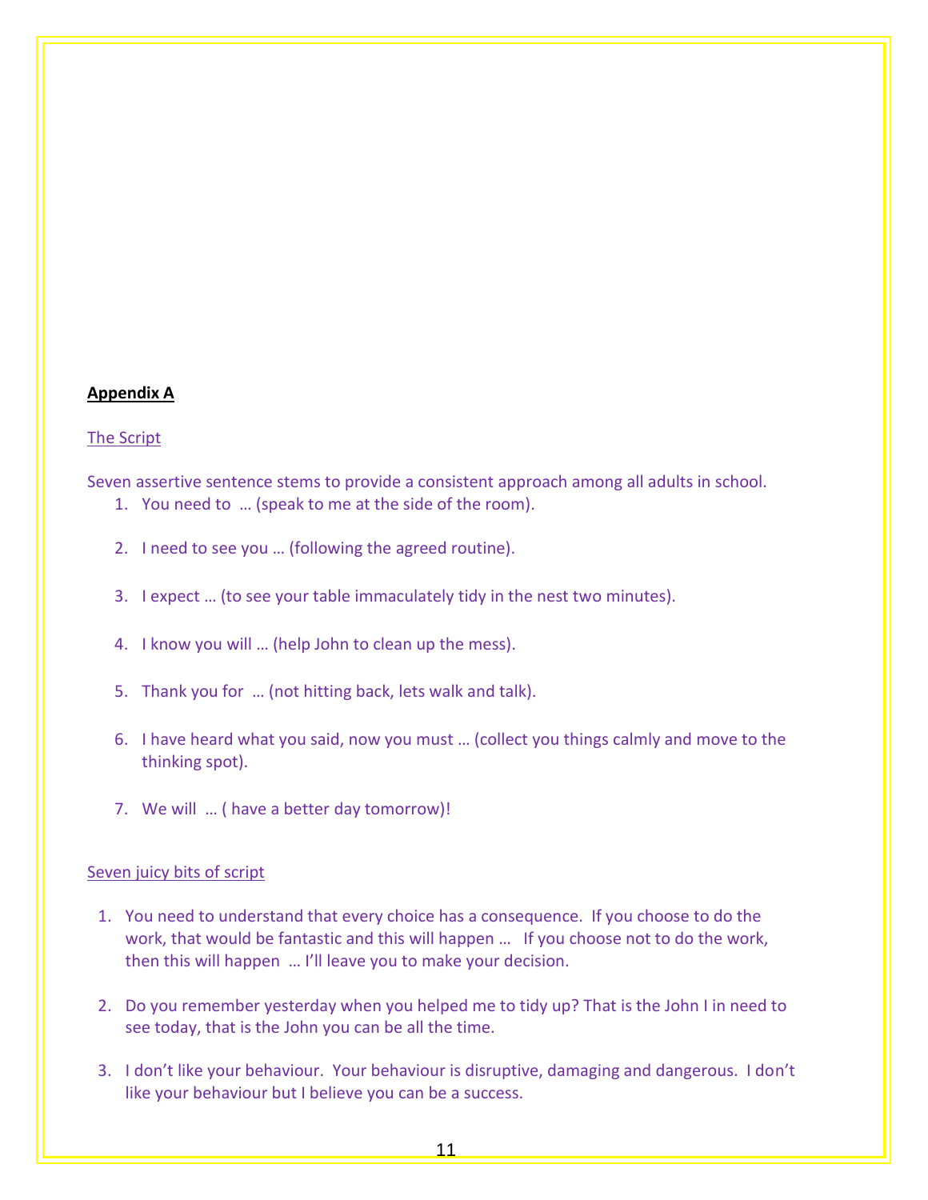**Appendix A**

The Script

Seven assertive sentence stems to provide a consistent approach among all adults in school.

1. You need to … (speak to me at the side of the room).
2. I need to see you … (following the agreed routine).
3. I expect … (to see your table immaculately tidy in the nest two minutes).
4. I know you will … (help John to clean up the mess).
5. Thank you for … (not hitting back, lets walk and talk).
6. I have heard what you said, now you must … (collect you things calmly and move to the thinking spot).
7. We will … ( have a better day tomorrow)!

Seven juicy bits of script

1. You need to understand that every choice has a consequence. If you choose to do the work, that would be fantastic and this will happen … If you choose not to do the work, then this will happen … I'll leave you to make your decision.
2. Do you remember yesterday when you helped me to tidy up? That is the John I in need to see today, that is the John you can be all the time.
3. I don't like your behaviour. Your behaviour is disruptive, damaging and dangerous. I don't like your behaviour but I believe you can be a success.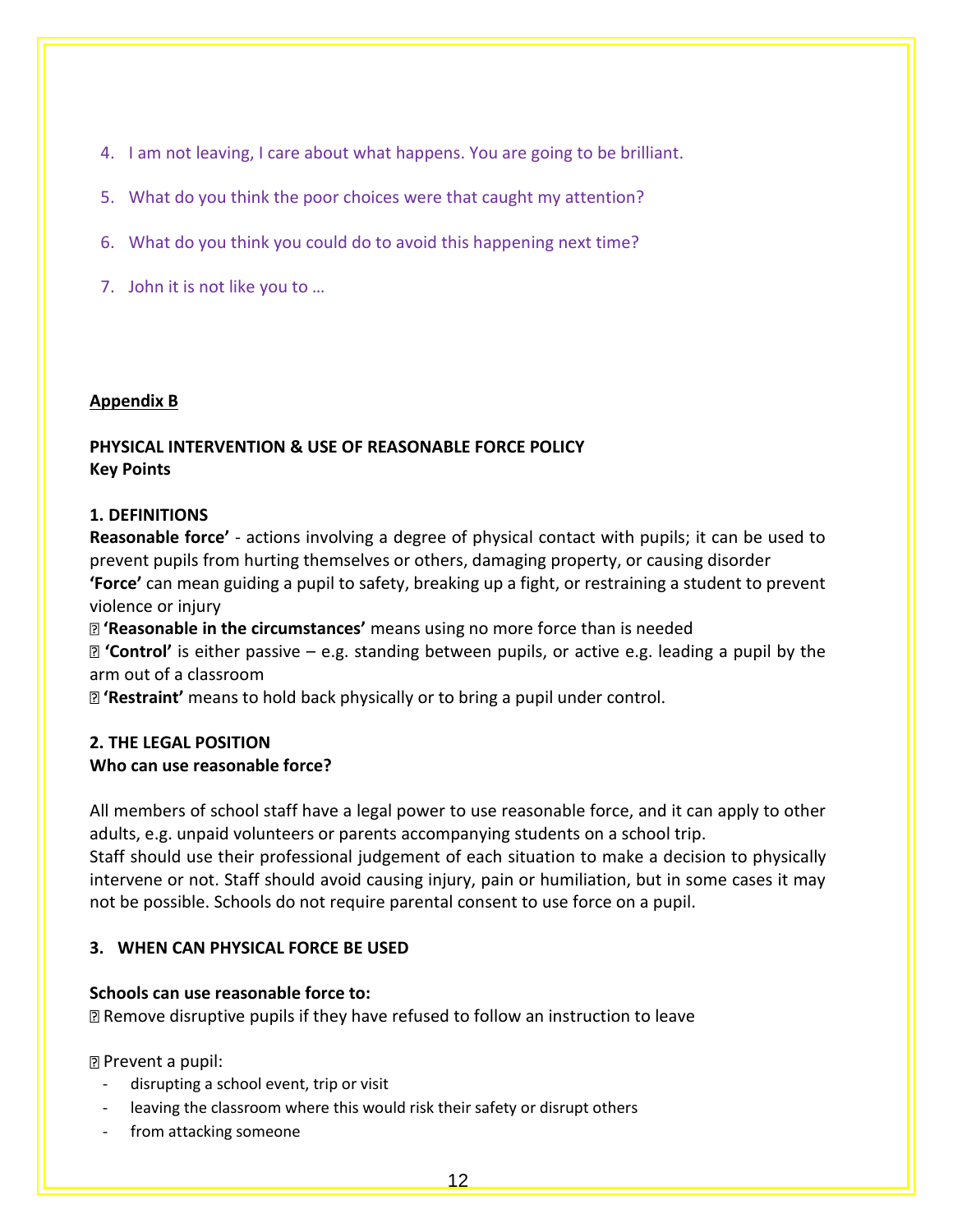4. I am not leaving, I care about what happens. You are going to be brilliant.
5. What do you think the poor choices were that caught my attention?
6. What do you think you could do to avoid this happening next time?
7. John it is not like you to …

**Appendix B**

**PHYSICAL INTERVENTION & USE OF REASONABLE FORCE POLICY**
**Key Points**

**1. DEFINITIONS**

**Reasonable force'** - actions involving a degree of physical contact with pupils; it can be used to prevent pupils from hurting themselves or others, damaging property, or causing disorder

**'Force'** can mean guiding a pupil to safety, breaking up a fight, or restraining a student to prevent violence or injury

- **'Reasonable in the circumstances'** means using no more force than is needed
- **'Control'** is either passive – e.g. standing between pupils, or active e.g. leading a pupil by the arm out of a classroom
- **'Restraint'** means to hold back physically or to bring a pupil under control.

**2. THE LEGAL POSITION**
**Who can use reasonable force?**

All members of school staff have a legal power to use reasonable force, and it can apply to other adults, e.g. unpaid volunteers or parents accompanying students on a school trip.
Staff should use their professional judgement of each situation to make a decision to physically intervene or not. Staff should avoid causing injury, pain or humiliation, but in some cases it may not be possible. Schools do not require parental consent to use force on a pupil.

**3. WHEN CAN PHYSICAL FORCE BE USED**

**Schools can use reasonable force to:**

- Remove disruptive pupils if they have refused to follow an instruction to leave

- Prevent a pupil:
  - disrupting a school event, trip or visit
  - leaving the classroom where this would risk their safety or disrupt others
  - from attacking someone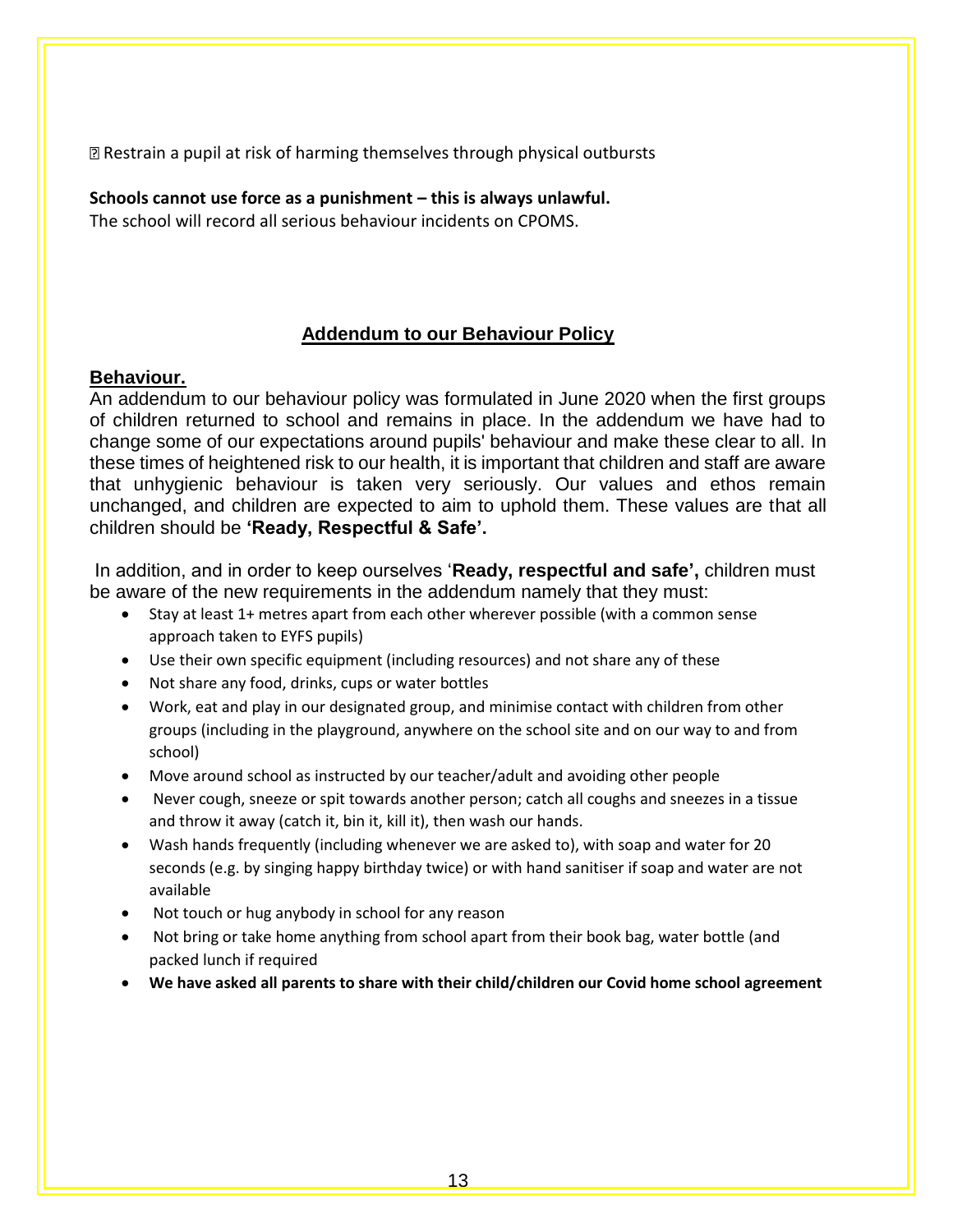- Restrain a pupil at risk of harming themselves through physical outbursts

**Schools cannot use force as a punishment – this is always unlawful.**
The school will record all serious behaviour incidents on CPOMS.

## Addendum to our Behaviour Policy

### Behaviour.

An addendum to our behaviour policy was formulated in June 2020 when the first groups of children returned to school and remains in place. In the addendum we have had to change some of our expectations around pupils' behaviour and make these clear to all. In these times of heightened risk to our health, it is important that children and staff are aware that unhygienic behaviour is taken very seriously. Our values and ethos remain unchanged, and children are expected to aim to uphold them. These values are that all children should be **'Ready, Respectful & Safe'.**

In addition, and in order to keep ourselves '**Ready, respectful and safe',** children must be aware of the new requirements in the addendum namely that they must:

- Stay at least 1+ metres apart from each other wherever possible (with a common sense approach taken to EYFS pupils)
- Use their own specific equipment (including resources) and not share any of these
- Not share any food, drinks, cups or water bottles
- Work, eat and play in our designated group, and minimise contact with children from other groups (including in the playground, anywhere on the school site and on our way to and from school)
- Move around school as instructed by our teacher/adult and avoiding other people
- Never cough, sneeze or spit towards another person; catch all coughs and sneezes in a tissue and throw it away (catch it, bin it, kill it), then wash our hands.
- Wash hands frequently (including whenever we are asked to), with soap and water for 20 seconds (e.g. by singing happy birthday twice) or with hand sanitiser if soap and water are not available
- Not touch or hug anybody in school for any reason
- Not bring or take home anything from school apart from their book bag, water bottle (and packed lunch if required
- **We have asked all parents to share with their child/children our Covid home school agreement**